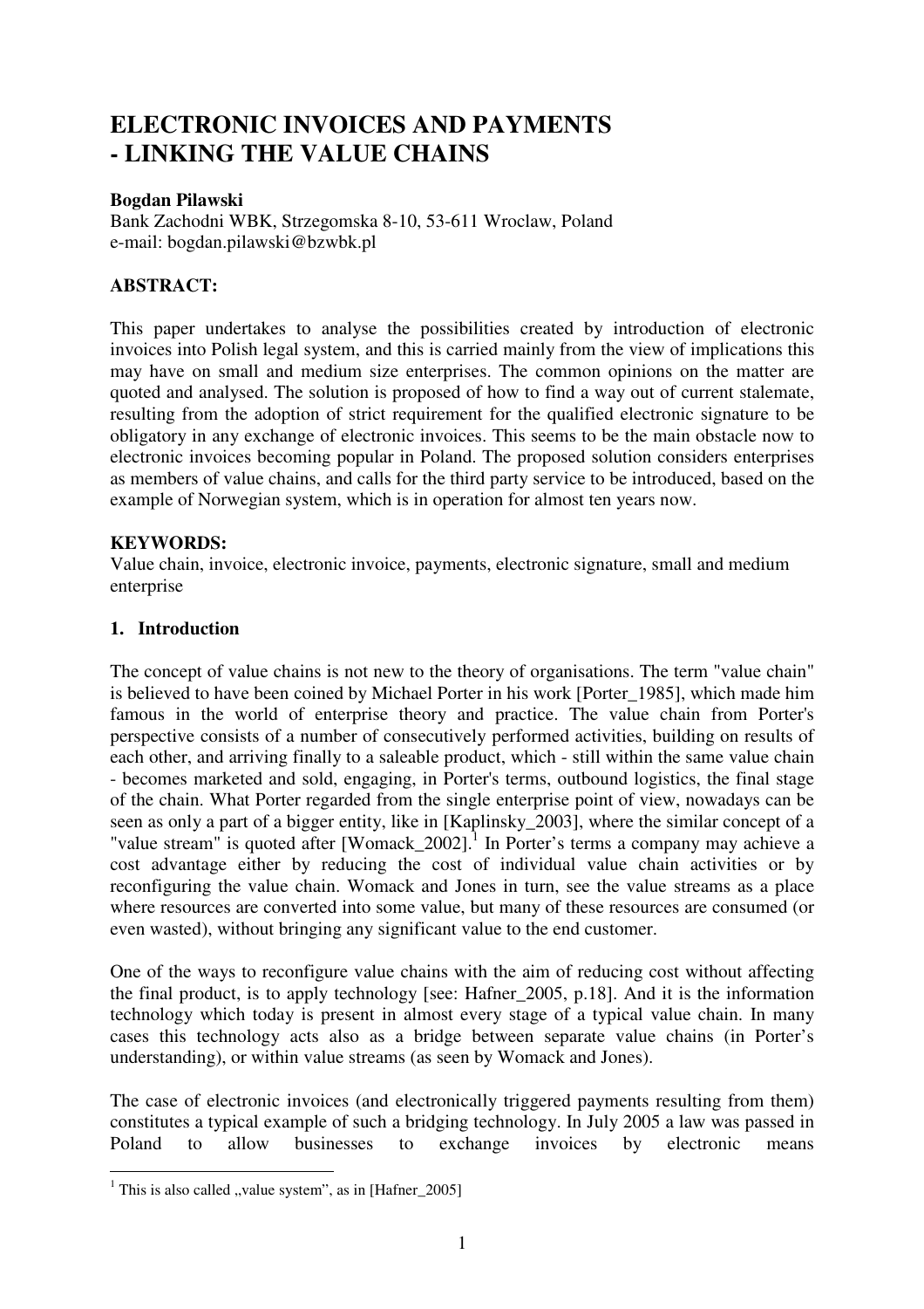# ELECTRONIC INVOICES AND PAYMENTS - LINKING THE VALUE CHAINS

**Bogdan Pilawski**
Bank Zachodni WBK, Strzegomska 8-10, 53-611 Wroclaw, Poland
e-mail: bogdan.pilawski@bzwbk.pl

**ABSTRACT:**

This paper undertakes to analyse the possibilities created by introduction of electronic invoices into Polish legal system, and this is carried mainly from the view of implications this may have on small and medium size enterprises. The common opinions on the matter are quoted and analysed. The solution is proposed of how to find a way out of current stalemate, resulting from the adoption of strict requirement for the qualified electronic signature to be obligatory in any exchange of electronic invoices. This seems to be the main obstacle now to electronic invoices becoming popular in Poland. The proposed solution considers enterprises as members of value chains, and calls for the third party service to be introduced, based on the example of Norwegian system, which is in operation for almost ten years now.

**KEYWORDS:**
Value chain, invoice, electronic invoice, payments, electronic signature, small and medium enterprise

## 1. Introduction

The concept of value chains is not new to the theory of organisations. The term "value chain" is believed to have been coined by Michael Porter in his work [Porter_1985], which made him famous in the world of enterprise theory and practice. The value chain from Porter's perspective consists of a number of consecutively performed activities, building on results of each other, and arriving finally to a saleable product, which - still within the same value chain - becomes marketed and sold, engaging, in Porter's terms, outbound logistics, the final stage of the chain. What Porter regarded from the single enterprise point of view, nowadays can be seen as only a part of a bigger entity, like in [Kaplinsky_2003], where the similar concept of a "value stream" is quoted after [Womack_2002].[1] In Porter's terms a company may achieve a cost advantage either by reducing the cost of individual value chain activities or by reconfiguring the value chain. Womack and Jones in turn, see the value streams as a place where resources are converted into some value, but many of these resources are consumed (or even wasted), without bringing any significant value to the end customer.

One of the ways to reconfigure value chains with the aim of reducing cost without affecting the final product, is to apply technology [see: Hafner_2005, p.18]. And it is the information technology which today is present in almost every stage of a typical value chain. In many cases this technology acts also as a bridge between separate value chains (in Porter's understanding), or within value streams (as seen by Womack and Jones).

The case of electronic invoices (and electronically triggered payments resulting from them) constitutes a typical example of such a bridging technology. In July 2005 a law was passed in Poland to allow businesses to exchange invoices by electronic means

[1] This is also called „value system", as in [Hafner_2005]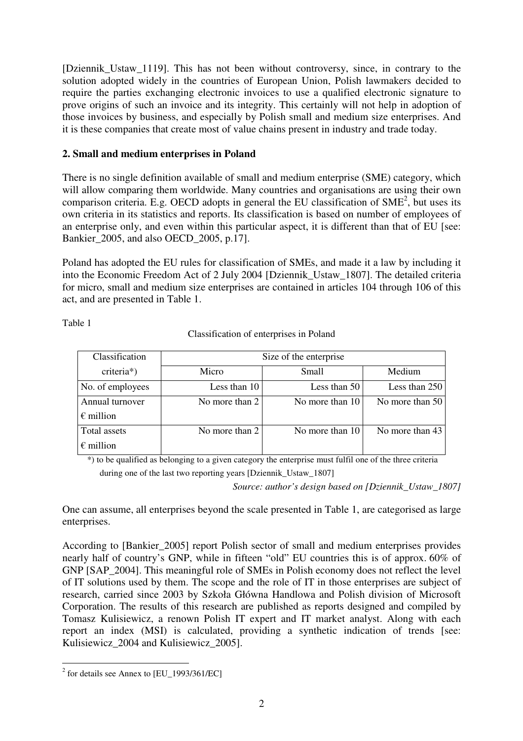[Dziennik_Ustaw_1119]. This has not been without controversy, since, in contrary to the solution adopted widely in the countries of European Union, Polish lawmakers decided to require the parties exchanging electronic invoices to use a qualified electronic signature to prove origins of such an invoice and its integrity. This certainly will not help in adoption of those invoices by business, and especially by Polish small and medium size enterprises. And it is these companies that create most of value chains present in industry and trade today.

## 2. Small and medium enterprises in Poland

There is no single definition available of small and medium enterprise (SME) category, which will allow comparing them worldwide. Many countries and organisations are using their own comparison criteria. E.g. OECD adopts in general the EU classification of SME[2], but uses its own criteria in its statistics and reports. Its classification is based on number of employees of an enterprise only, and even within this particular aspect, it is different than that of EU [see: Bankier_2005, and also OECD_2005, p.17].

Poland has adopted the EU rules for classification of SMEs, and made it a law by including it into the Economic Freedom Act of 2 July 2004 [Dziennik_Ustaw_1807]. The detailed criteria for micro, small and medium size enterprises are contained in articles 104 through 106 of this act, and are presented in Table 1.

Table 1

Classification of enterprises in Poland

| Classification criteria*) | Size of the enterprise | | |
|---|---|---|---|
| | Micro | Small | Medium |
| No. of employees | Less than 10 | Less than 50 | Less than 250 |
| Annual turnover € million | No more than 2 | No more than 10 | No more than 50 |
| Total assets € million | No more than 2 | No more than 10 | No more than 43 |

*) to be qualified as belonging to a given category the enterprise must fulfil one of the three criteria during one of the last two reporting years [Dziennik_Ustaw_1807]

*Source: author's design based on [Dziennik_Ustaw_1807]*

One can assume, all enterprises beyond the scale presented in Table 1, are categorised as large enterprises.

According to [Bankier_2005] report Polish sector of small and medium enterprises provides nearly half of country's GNP, while in fifteen "old" EU countries this is of approx. 60% of GNP [SAP_2004]. This meaningful role of SMEs in Polish economy does not reflect the level of IT solutions used by them. The scope and the role of IT in those enterprises are subject of research, carried since 2003 by Szkoła Główna Handlowa and Polish division of Microsoft Corporation. The results of this research are published as reports designed and compiled by Tomasz Kulisiewicz, a renown Polish IT expert and IT market analyst. Along with each report an index (MSI) is calculated, providing a synthetic indication of trends [see: Kulisiewicz_2004 and Kulisiewicz_2005].

[2] for details see Annex to [EU_1993/361/EC]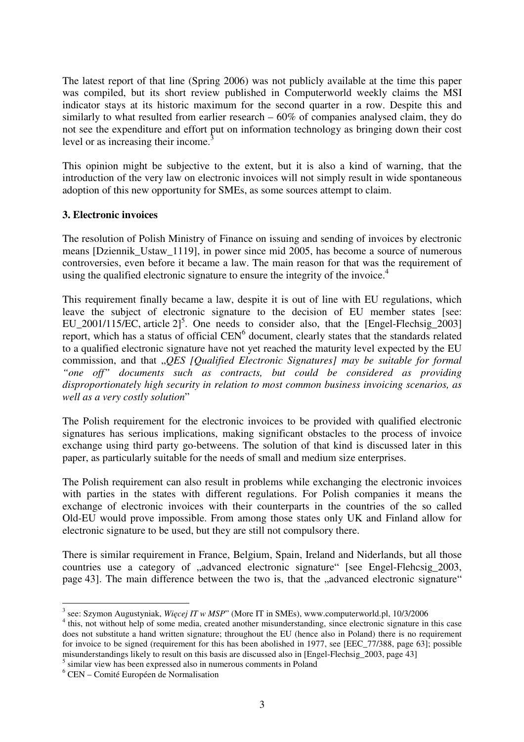The latest report of that line (Spring 2006) was not publicly available at the time this paper was compiled, but its short review published in Computerworld weekly claims the MSI indicator stays at its historic maximum for the second quarter in a row. Despite this and similarly to what resulted from earlier research – 60% of companies analysed claim, they do not see the expenditure and effort put on information technology as bringing down their cost level or as increasing their income.[3]

This opinion might be subjective to the extent, but it is also a kind of warning, that the introduction of the very law on electronic invoices will not simply result in wide spontaneous adoption of this new opportunity for SMEs, as some sources attempt to claim.

### 3. Electronic invoices

The resolution of Polish Ministry of Finance on issuing and sending of invoices by electronic means [Dziennik_Ustaw_1119], in power since mid 2005, has become a source of numerous controversies, even before it became a law. The main reason for that was the requirement of using the qualified electronic signature to ensure the integrity of the invoice.[4]

This requirement finally became a law, despite it is out of line with EU regulations, which leave the subject of electronic signature to the decision of EU member states [see: EU_2001/115/EC, article 2][5]. One needs to consider also, that the [Engel-Flechsig_2003] report, which has a status of official CEN[6] document, clearly states that the standards related to a qualified electronic signature have not yet reached the maturity level expected by the EU commission, and that „*QES [Qualified Electronic Signatures] may be suitable for formal "one off" documents such as contracts, but could be considered as providing disproportionately high security in relation to most common business invoicing scenarios, as well as a very costly solution*"

The Polish requirement for the electronic invoices to be provided with qualified electronic signatures has serious implications, making significant obstacles to the process of invoice exchange using third party go-betweens. The solution of that kind is discussed later in this paper, as particularly suitable for the needs of small and medium size enterprises.

The Polish requirement can also result in problems while exchanging the electronic invoices with parties in the states with different regulations. For Polish companies it means the exchange of electronic invoices with their counterparts in the countries of the so called Old-EU would prove impossible. From among those states only UK and Finland allow for electronic signature to be used, but they are still not compulsory there.

There is similar requirement in France, Belgium, Spain, Ireland and Niderlands, but all those countries use a category of „advanced electronic signature" [see Engel-Flehcsig_2003, page 43]. The main difference between the two is, that the „advanced electronic signature"

---

[3] see: Szymon Augustyniak, *Więcej IT w MSP*" (More IT in SMEs), www.computerworld.pl, 10/3/2006

[4] this, not without help of some media, created another misunderstanding, since electronic signature in this case does not substitute a hand written signature; throughout the EU (hence also in Poland) there is no requirement for invoice to be signed (requirement for this has been abolished in 1977, see [EEC_77/388, page 63]; possible misunderstandings likely to result on this basis are discussed also in [Engel-Flechsig_2003, page 43]

[5] similar view has been expressed also in numerous comments in Poland

[6] CEN – Comité Européen de Normalisation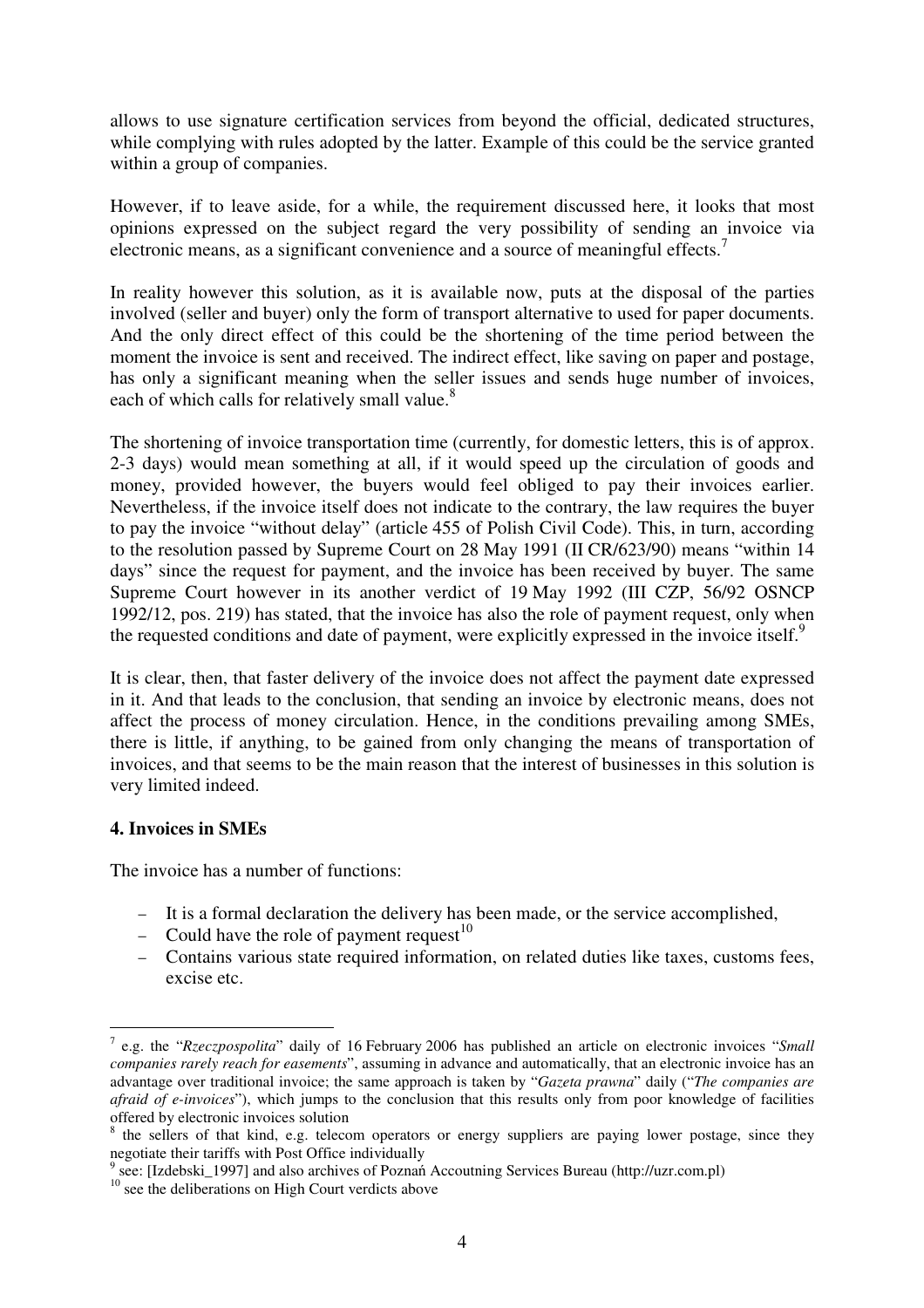allows to use signature certification services from beyond the official, dedicated structures, while complying with rules adopted by the latter. Example of this could be the service granted within a group of companies.

However, if to leave aside, for a while, the requirement discussed here, it looks that most opinions expressed on the subject regard the very possibility of sending an invoice via electronic means, as a significant convenience and a source of meaningful effects.[7]

In reality however this solution, as it is available now, puts at the disposal of the parties involved (seller and buyer) only the form of transport alternative to used for paper documents. And the only direct effect of this could be the shortening of the time period between the moment the invoice is sent and received. The indirect effect, like saving on paper and postage, has only a significant meaning when the seller issues and sends huge number of invoices, each of which calls for relatively small value.[8]

The shortening of invoice transportation time (currently, for domestic letters, this is of approx. 2-3 days) would mean something at all, if it would speed up the circulation of goods and money, provided however, the buyers would feel obliged to pay their invoices earlier. Nevertheless, if the invoice itself does not indicate to the contrary, the law requires the buyer to pay the invoice "without delay" (article 455 of Polish Civil Code). This, in turn, according to the resolution passed by Supreme Court on 28 May 1991 (II CR/623/90) means "within 14 days" since the request for payment, and the invoice has been received by buyer. The same Supreme Court however in its another verdict of 19 May 1992 (III CZP, 56/92 OSNCP 1992/12, pos. 219) has stated, that the invoice has also the role of payment request, only when the requested conditions and date of payment, were explicitly expressed in the invoice itself.[9]

It is clear, then, that faster delivery of the invoice does not affect the payment date expressed in it. And that leads to the conclusion, that sending an invoice by electronic means, does not affect the process of money circulation. Hence, in the conditions prevailing among SMEs, there is little, if anything, to be gained from only changing the means of transportation of invoices, and that seems to be the main reason that the interest of businesses in this solution is very limited indeed.

### 4. Invoices in SMEs

The invoice has a number of functions:

- It is a formal declaration the delivery has been made, or the service accomplished,
- Could have the role of payment request[10]
- Contains various state required information, on related duties like taxes, customs fees, excise etc.

---

[7] e.g. the "*Rzeczpospolita*" daily of 16 February 2006 has published an article on electronic invoices "*Small companies rarely reach for easements*", assuming in advance and automatically, that an electronic invoice has an advantage over traditional invoice; the same approach is taken by "*Gazeta prawna*" daily ("*The companies are afraid of e-invoices*"), which jumps to the conclusion that this results only from poor knowledge of facilities offered by electronic invoices solution

[8] the sellers of that kind, e.g. telecom operators or energy suppliers are paying lower postage, since they negotiate their tariffs with Post Office individually

[9] see: [Izdebski_1997] and also archives of Poznań Accoutning Services Bureau (http://uzr.com.pl)

[10] see the deliberations on High Court verdicts above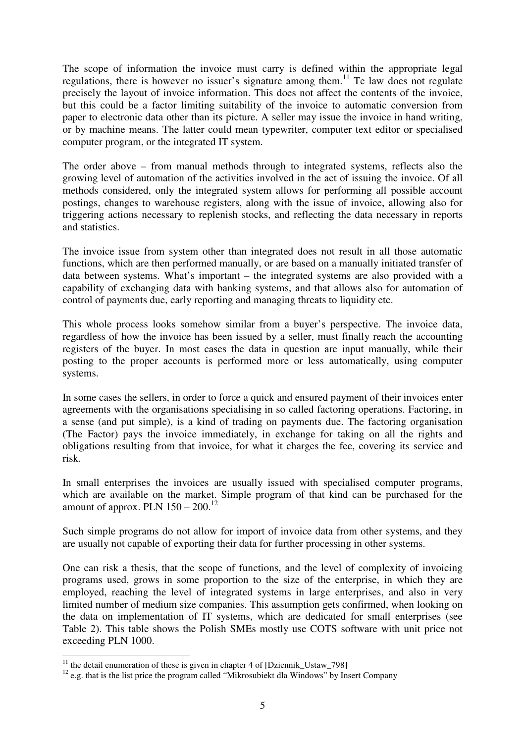The scope of information the invoice must carry is defined within the appropriate legal regulations, there is however no issuer's signature among them.[11] Te law does not regulate precisely the layout of invoice information. This does not affect the contents of the invoice, but this could be a factor limiting suitability of the invoice to automatic conversion from paper to electronic data other than its picture. A seller may issue the invoice in hand writing, or by machine means. The latter could mean typewriter, computer text editor or specialised computer program, or the integrated IT system.

The order above – from manual methods through to integrated systems, reflects also the growing level of automation of the activities involved in the act of issuing the invoice. Of all methods considered, only the integrated system allows for performing all possible account postings, changes to warehouse registers, along with the issue of invoice, allowing also for triggering actions necessary to replenish stocks, and reflecting the data necessary in reports and statistics.

The invoice issue from system other than integrated does not result in all those automatic functions, which are then performed manually, or are based on a manually initiated transfer of data between systems. What's important – the integrated systems are also provided with a capability of exchanging data with banking systems, and that allows also for automation of control of payments due, early reporting and managing threats to liquidity etc.

This whole process looks somehow similar from a buyer's perspective. The invoice data, regardless of how the invoice has been issued by a seller, must finally reach the accounting registers of the buyer. In most cases the data in question are input manually, while their posting to the proper accounts is performed more or less automatically, using computer systems.

In some cases the sellers, in order to force a quick and ensured payment of their invoices enter agreements with the organisations specialising in so called factoring operations. Factoring, in a sense (and put simple), is a kind of trading on payments due. The factoring organisation (The Factor) pays the invoice immediately, in exchange for taking on all the rights and obligations resulting from that invoice, for what it charges the fee, covering its service and risk.

In small enterprises the invoices are usually issued with specialised computer programs, which are available on the market. Simple program of that kind can be purchased for the amount of approx. PLN 150 – 200.[12]

Such simple programs do not allow for import of invoice data from other systems, and they are usually not capable of exporting their data for further processing in other systems.

One can risk a thesis, that the scope of functions, and the level of complexity of invoicing programs used, grows in some proportion to the size of the enterprise, in which they are employed, reaching the level of integrated systems in large enterprises, and also in very limited number of medium size companies. This assumption gets confirmed, when looking on the data on implementation of IT systems, which are dedicated for small enterprises (see Table 2). This table shows the Polish SMEs mostly use COTS software with unit price not exceeding PLN 1000.

---

[11] the detail enumeration of these is given in chapter 4 of [Dziennik_Ustaw_798]

[12] e.g. that is the list price the program called "Mikrosubiekt dla Windows" by Insert Company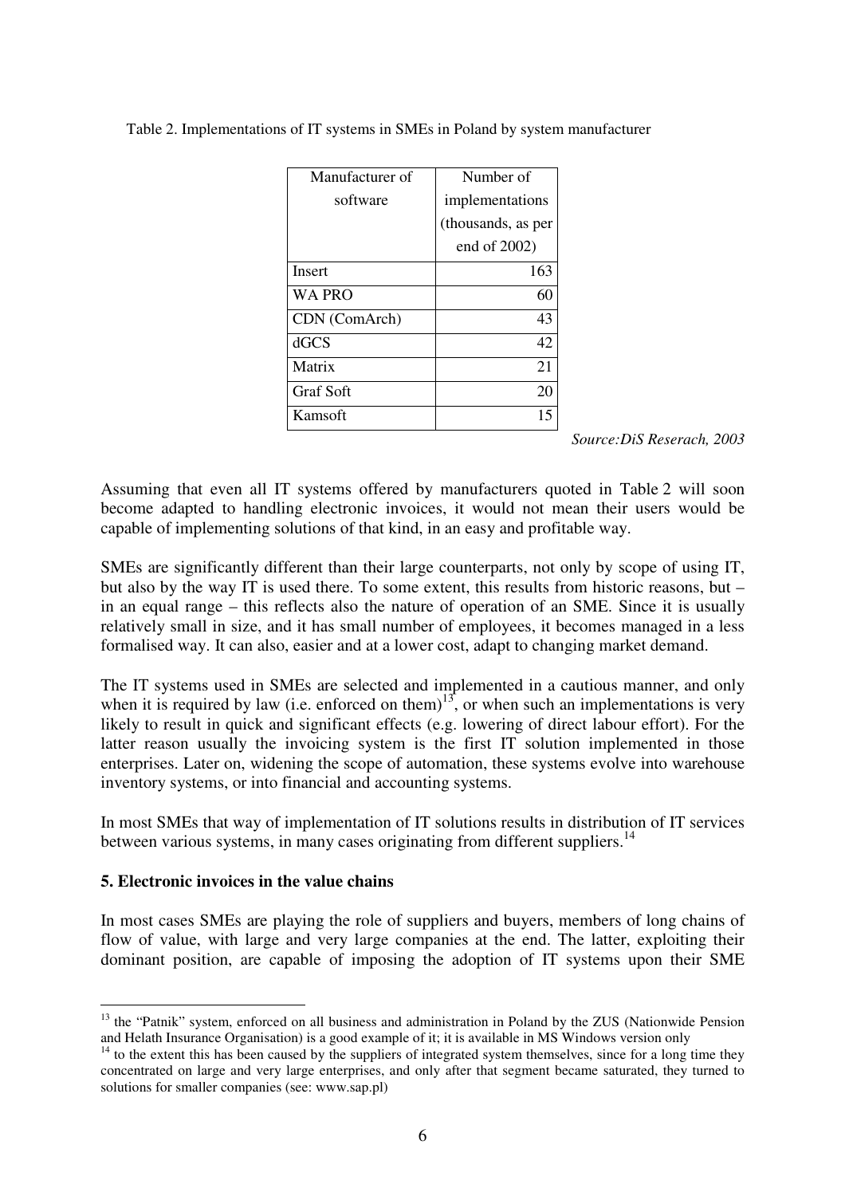Table 2. Implementations of IT systems in SMEs in Poland by system manufacturer

| Manufacturer of software | Number of implementations (thousands, as per end of 2002) |
|---|---|
| Insert | 163 |
| WA PRO | 60 |
| CDN (ComArch) | 43 |
| dGCS | 42 |
| Matrix | 21 |
| Graf Soft | 20 |
| Kamsoft | 15 |

*Source:DiS Reserach, 2003*

Assuming that even all IT systems offered by manufacturers quoted in Table 2 will soon become adapted to handling electronic invoices, it would not mean their users would be capable of implementing solutions of that kind, in an easy and profitable way.

SMEs are significantly different than their large counterparts, not only by scope of using IT, but also by the way IT is used there. To some extent, this results from historic reasons, but – in an equal range – this reflects also the nature of operation of an SME. Since it is usually relatively small in size, and it has small number of employees, it becomes managed in a less formalised way. It can also, easier and at a lower cost, adapt to changing market demand.

The IT systems used in SMEs are selected and implemented in a cautious manner, and only when it is required by law (i.e. enforced on them)[13], or when such an implementations is very likely to result in quick and significant effects (e.g. lowering of direct labour effort). For the latter reason usually the invoicing system is the first IT solution implemented in those enterprises. Later on, widening the scope of automation, these systems evolve into warehouse inventory systems, or into financial and accounting systems.

In most SMEs that way of implementation of IT solutions results in distribution of IT services between various systems, in many cases originating from different suppliers.[14]

## 5. Electronic invoices in the value chains

In most cases SMEs are playing the role of suppliers and buyers, members of long chains of flow of value, with large and very large companies at the end. The latter, exploiting their dominant position, are capable of imposing the adoption of IT systems upon their SME

---

[13] the "Patnik" system, enforced on all business and administration in Poland by the ZUS (Nationwide Pension and Helath Insurance Organisation) is a good example of it; it is available in MS Windows version only

[14] to the extent this has been caused by the suppliers of integrated system themselves, since for a long time they concentrated on large and very large enterprises, and only after that segment became saturated, they turned to solutions for smaller companies (see: www.sap.pl)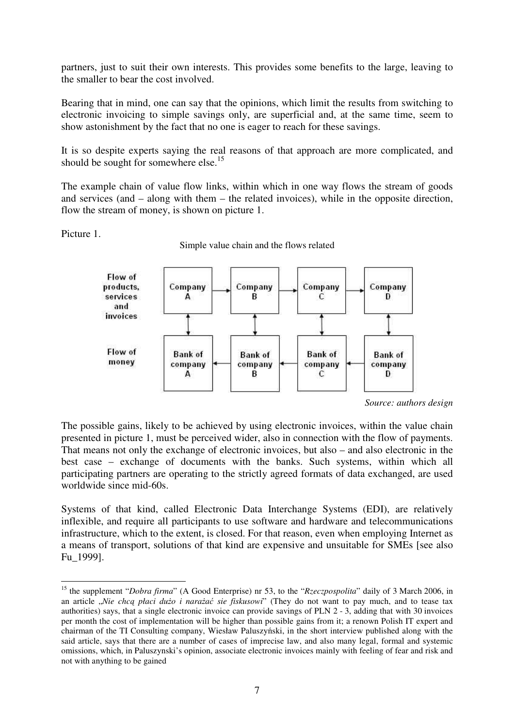partners, just to suit their own interests. This provides some benefits to the large, leaving to the smaller to bear the cost involved.

Bearing that in mind, one can say that the opinions, which limit the results from switching to electronic invoicing to simple savings only, are superficial and, at the same time, seem to show astonishment by the fact that no one is eager to reach for these savings.

It is so despite experts saying the real reasons of that approach are more complicated, and should be sought for somewhere else.[15]

The example chain of value flow links, within which in one way flows the stream of goods and services (and – along with them – the related invoices), while in the opposite direction, flow the stream of money, is shown on picture 1.

Picture 1.

Simple value chain and the flows related

| Flow of products, services and invoices | Company A → | Company B → | Company C → | Company D |
|---|---|---|---|---|
| | ↕ | ↕ | ↕ | ↕ |
| Flow of money | Bank of company A | ← Bank of company B | ← Bank of company C | ← Bank of company D |

*Source: authors design*

The possible gains, likely to be achieved by using electronic invoices, within the value chain presented in picture 1, must be perceived wider, also in connection with the flow of payments. That means not only the exchange of electronic invoices, but also – and also electronic in the best case – exchange of documents with the banks. Such systems, within which all participating partners are operating to the strictly agreed formats of data exchanged, are used worldwide since mid-60s.

Systems of that kind, called Electronic Data Interchange Systems (EDI), are relatively inflexible, and require all participants to use software and hardware and telecommunications infrastructure, which to the extent, is closed. For that reason, even when employing Internet as a means of transport, solutions of that kind are expensive and unsuitable for SMEs [see also Fu_1999].

---

[15] the supplement "*Dobra firma*" (A Good Enterprise) nr 53, to the "*Rzeczpospolita*" daily of 3 March 2006, in an article „*Nie chcą płaci dużo i narażać sie fiskusowi*" (They do not want to pay much, and to tease tax authorities) says, that a single electronic invoice can provide savings of PLN 2 - 3, adding that with 30 invoices per month the cost of implementation will be higher than possible gains from it; a renown Polish IT expert and chairman of the TI Consulting company, Wiesław Paluszyński, in the short interview published along with the said article, says that there are a number of cases of imprecise law, and also many legal, formal and systemic omissions, which, in Paluszynski's opinion, associate electronic invoices mainly with feeling of fear and risk and not with anything to be gained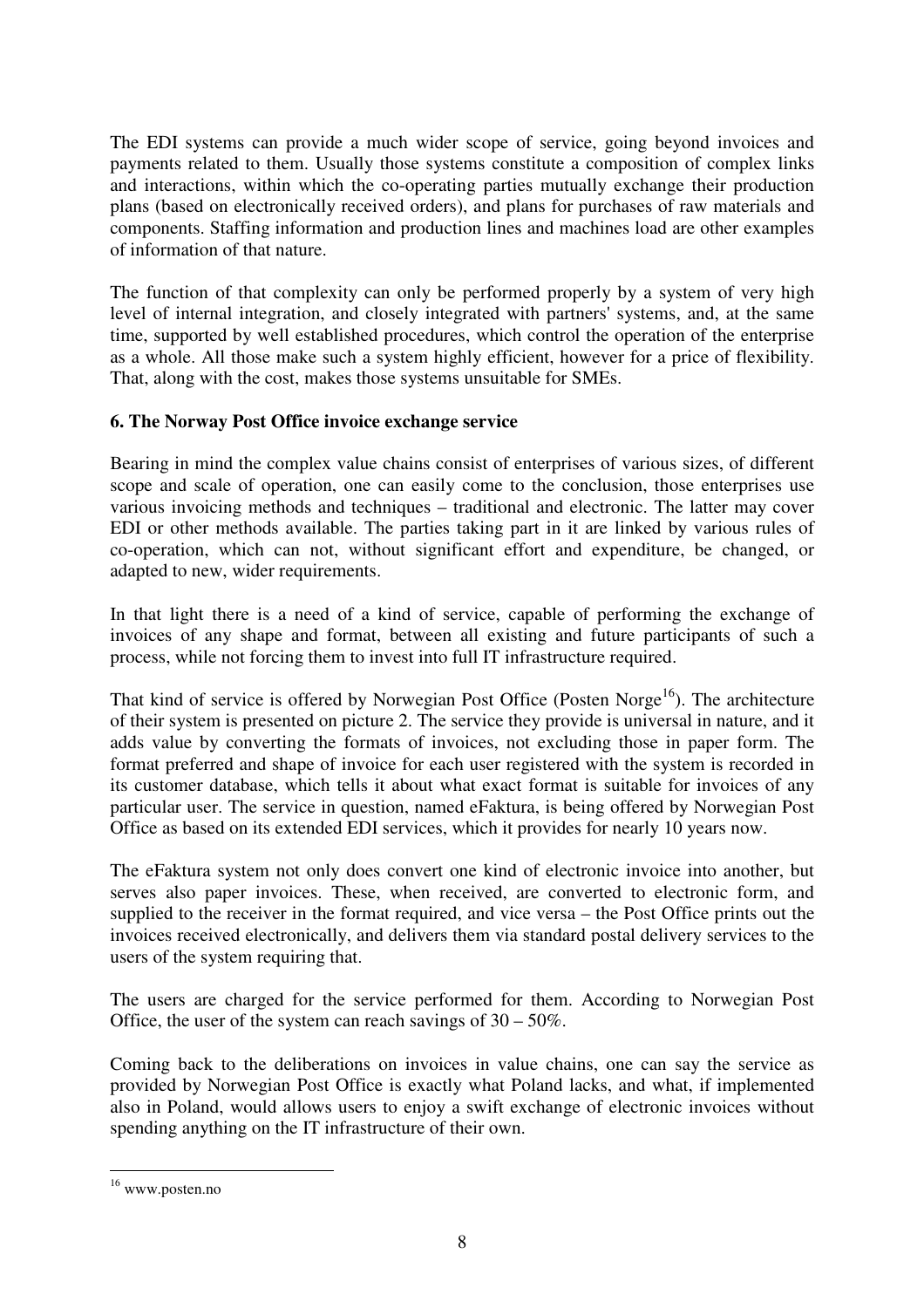The EDI systems can provide a much wider scope of service, going beyond invoices and payments related to them. Usually those systems constitute a composition of complex links and interactions, within which the co-operating parties mutually exchange their production plans (based on electronically received orders), and plans for purchases of raw materials and components. Staffing information and production lines and machines load are other examples of information of that nature.

The function of that complexity can only be performed properly by a system of very high level of internal integration, and closely integrated with partners' systems, and, at the same time, supported by well established procedures, which control the operation of the enterprise as a whole. All those make such a system highly efficient, however for a price of flexibility. That, along with the cost, makes those systems unsuitable for SMEs.

## 6. The Norway Post Office invoice exchange service

Bearing in mind the complex value chains consist of enterprises of various sizes, of different scope and scale of operation, one can easily come to the conclusion, those enterprises use various invoicing methods and techniques – traditional and electronic. The latter may cover EDI or other methods available. The parties taking part in it are linked by various rules of co-operation, which can not, without significant effort and expenditure, be changed, or adapted to new, wider requirements.

In that light there is a need of a kind of service, capable of performing the exchange of invoices of any shape and format, between all existing and future participants of such a process, while not forcing them to invest into full IT infrastructure required.

That kind of service is offered by Norwegian Post Office (Posten Norge[16]). The architecture of their system is presented on picture 2. The service they provide is universal in nature, and it adds value by converting the formats of invoices, not excluding those in paper form. The format preferred and shape of invoice for each user registered with the system is recorded in its customer database, which tells it about what exact format is suitable for invoices of any particular user. The service in question, named eFaktura, is being offered by Norwegian Post Office as based on its extended EDI services, which it provides for nearly 10 years now.

The eFaktura system not only does convert one kind of electronic invoice into another, but serves also paper invoices. These, when received, are converted to electronic form, and supplied to the receiver in the format required, and vice versa – the Post Office prints out the invoices received electronically, and delivers them via standard postal delivery services to the users of the system requiring that.

The users are charged for the service performed for them. According to Norwegian Post Office, the user of the system can reach savings of 30 – 50%.

Coming back to the deliberations on invoices in value chains, one can say the service as provided by Norwegian Post Office is exactly what Poland lacks, and what, if implemented also in Poland, would allows users to enjoy a swift exchange of electronic invoices without spending anything on the IT infrastructure of their own.

---

[16] www.posten.no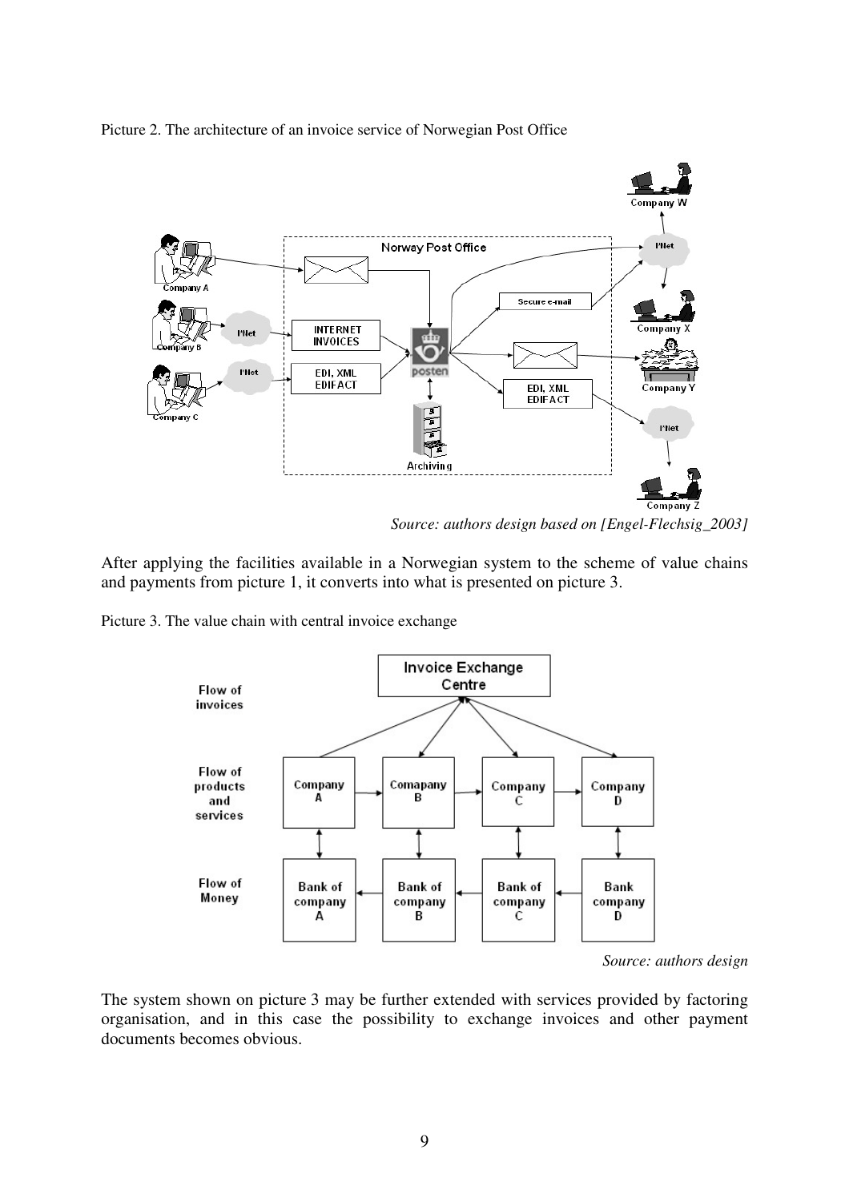Picture 2. The architecture of an invoice service of Norwegian Post Office

*Source: authors design based on [Engel-Flechsig_2003]*

After applying the facilities available in a Norwegian system to the scheme of value chains and payments from picture 1, it converts into what is presented on picture 3.

Picture 3. The value chain with central invoice exchange

*Source: authors design*

The system shown on picture 3 may be further extended with services provided by factoring organisation, and in this case the possibility to exchange invoices and other payment documents becomes obvious.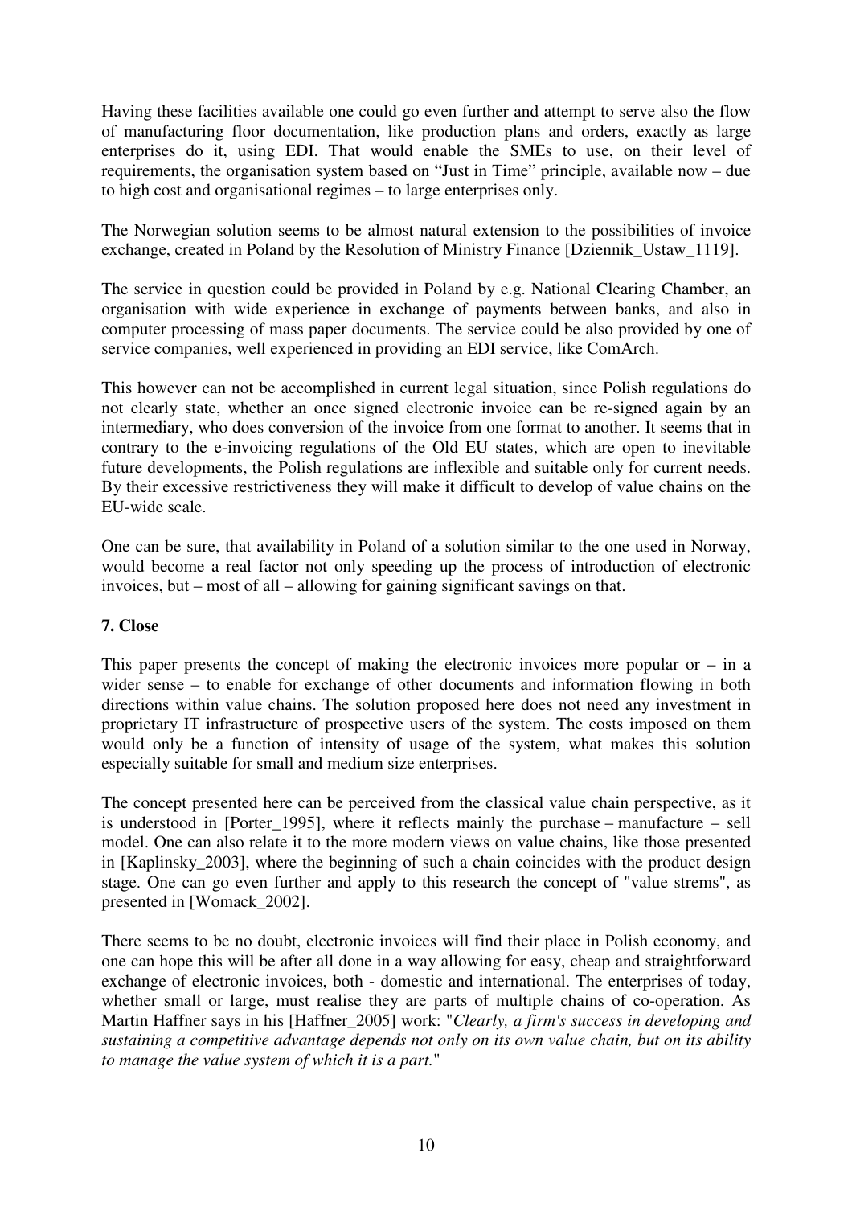Having these facilities available one could go even further and attempt to serve also the flow of manufacturing floor documentation, like production plans and orders, exactly as large enterprises do it, using EDI. That would enable the SMEs to use, on their level of requirements, the organisation system based on "Just in Time" principle, available now – due to high cost and organisational regimes – to large enterprises only.

The Norwegian solution seems to be almost natural extension to the possibilities of invoice exchange, created in Poland by the Resolution of Ministry Finance [Dziennik_Ustaw_1119].

The service in question could be provided in Poland by e.g. National Clearing Chamber, an organisation with wide experience in exchange of payments between banks, and also in computer processing of mass paper documents. The service could be also provided by one of service companies, well experienced in providing an EDI service, like ComArch.

This however can not be accomplished in current legal situation, since Polish regulations do not clearly state, whether an once signed electronic invoice can be re-signed again by an intermediary, who does conversion of the invoice from one format to another. It seems that in contrary to the e-invoicing regulations of the Old EU states, which are open to inevitable future developments, the Polish regulations are inflexible and suitable only for current needs. By their excessive restrictiveness they will make it difficult to develop of value chains on the EU-wide scale.

One can be sure, that availability in Poland of a solution similar to the one used in Norway, would become a real factor not only speeding up the process of introduction of electronic invoices, but – most of all – allowing for gaining significant savings on that.

## 7. Close

This paper presents the concept of making the electronic invoices more popular or – in a wider sense – to enable for exchange of other documents and information flowing in both directions within value chains. The solution proposed here does not need any investment in proprietary IT infrastructure of prospective users of the system. The costs imposed on them would only be a function of intensity of usage of the system, what makes this solution especially suitable for small and medium size enterprises.

The concept presented here can be perceived from the classical value chain perspective, as it is understood in [Porter_1995], where it reflects mainly the purchase – manufacture – sell model. One can also relate it to the more modern views on value chains, like those presented in [Kaplinsky_2003], where the beginning of such a chain coincides with the product design stage. One can go even further and apply to this research the concept of "value strems", as presented in [Womack_2002].

There seems to be no doubt, electronic invoices will find their place in Polish economy, and one can hope this will be after all done in a way allowing for easy, cheap and straightforward exchange of electronic invoices, both - domestic and international. The enterprises of today, whether small or large, must realise they are parts of multiple chains of co-operation. As Martin Haffner says in his [Haffner_2005] work: "*Clearly, a firm's success in developing and sustaining a competitive advantage depends not only on its own value chain, but on its ability to manage the value system of which it is a part.*"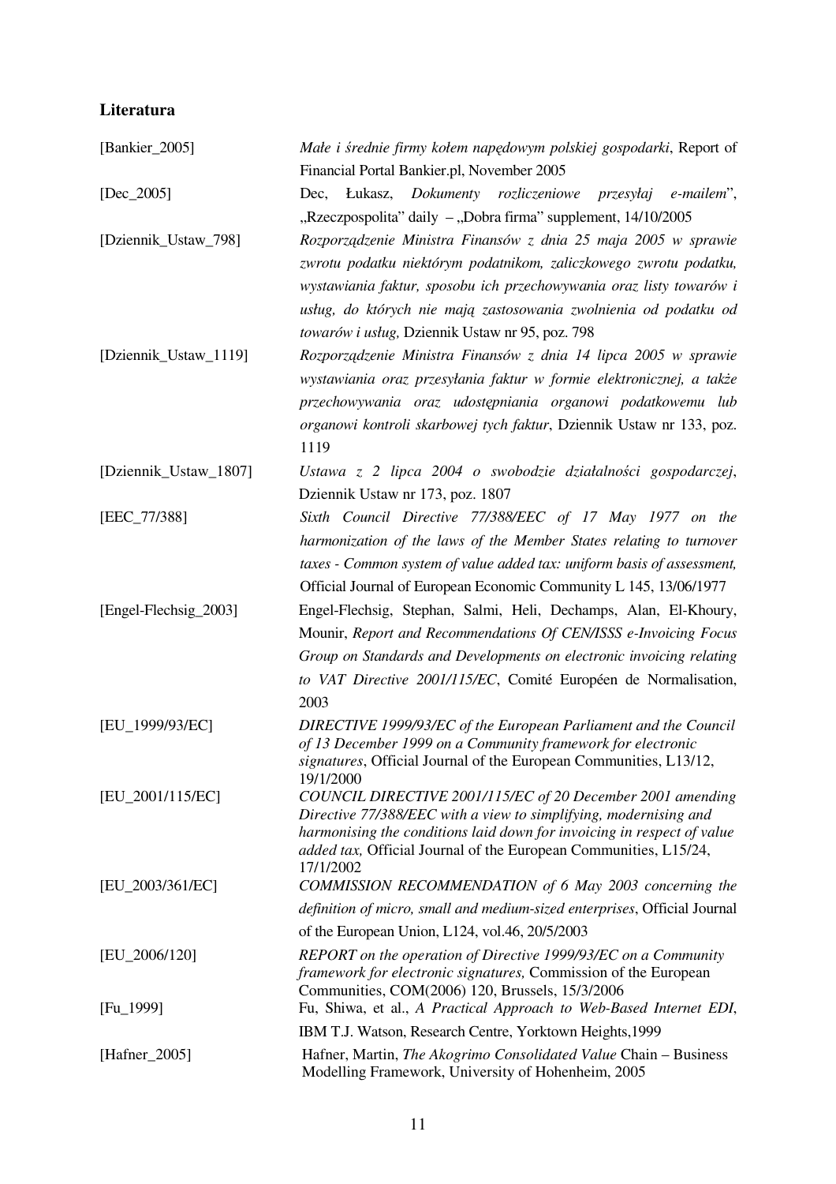**Literatura**

[Bankier_2005] *Małe i średnie firmy kołem napędowym polskiej gospodarki*, Report of Financial Portal Bankier.pl, November 2005

[Dec_2005] Dec, Łukasz, *Dokumenty rozliczeniowe przesyłaj e-mailem*", „Rzeczpospolita" daily – „Dobra firma" supplement, 14/10/2005

[Dziennik_Ustaw_798] *Rozporządzenie Ministra Finansów z dnia 25 maja 2005 w sprawie zwrotu podatku niektórym podatnikom, zaliczkowego zwrotu podatku, wystawiania faktur, sposobu ich przechowywania oraz listy towarów i usług, do których nie mają zastosowania zwolnienia od podatku od towarów i usług,* Dziennik Ustaw nr 95, poz. 798

[Dziennik_Ustaw_1119] *Rozporządzenie Ministra Finansów z dnia 14 lipca 2005 w sprawie wystawiania oraz przesyłania faktur w formie elektronicznej, a także przechowywania oraz udostępniania organowi podatkowemu lub organowi kontroli skarbowej tych faktur*, Dziennik Ustaw nr 133, poz. 1119

[Dziennik_Ustaw_1807] *Ustawa z 2 lipca 2004 o swobodzie działalności gospodarczej*, Dziennik Ustaw nr 173, poz. 1807

[EEC_77/388] *Sixth Council Directive 77/388/EEC of 17 May 1977 on the harmonization of the laws of the Member States relating to turnover taxes - Common system of value added tax: uniform basis of assessment,* Official Journal of European Economic Community L 145, 13/06/1977

[Engel-Flechsig_2003] Engel-Flechsig, Stephan, Salmi, Heli, Dechamps, Alan, El-Khoury, Mounir, *Report and Recommendations Of CEN/ISSS e-Invoicing Focus Group on Standards and Developments on electronic invoicing relating to VAT Directive 2001/115/EC*, Comité Européen de Normalisation, 2003

[EU_1999/93/EC] *DIRECTIVE 1999/93/EC of the European Parliament and the Council of 13 December 1999 on a Community framework for electronic signatures*, Official Journal of the European Communities, L13/12, 19/1/2000

[EU_2001/115/EC] *COUNCIL DIRECTIVE 2001/115/EC of 20 December 2001 amending Directive 77/388/EEC with a view to simplifying, modernising and harmonising the conditions laid down for invoicing in respect of value added tax,* Official Journal of the European Communities, L15/24, 17/1/2002

[EU_2003/361/EC] *COMMISSION RECOMMENDATION of 6 May 2003 concerning the definition of micro, small and medium-sized enterprises*, Official Journal of the European Union, L124, vol.46, 20/5/2003

[EU_2006/120] *REPORT on the operation of Directive 1999/93/EC on a Community framework for electronic signatures,* Commission of the European Communities, COM(2006) 120, Brussels, 15/3/2006

[Fu_1999] Fu, Shiwa, et al., *A Practical Approach to Web-Based Internet EDI*, IBM T.J. Watson, Research Centre, Yorktown Heights,1999

[Hafner_2005] Hafner, Martin, *The Akogrimo Consolidated Value* Chain – Business Modelling Framework, University of Hohenheim, 2005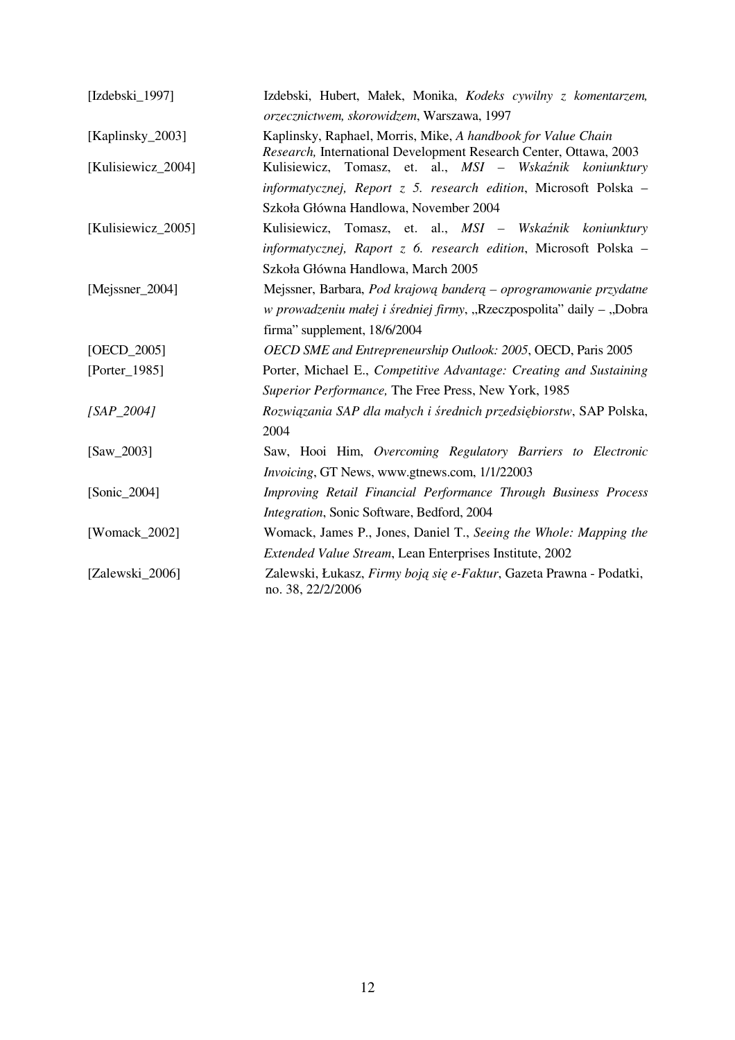[Izdebski_1997] Izdebski, Hubert, Małek, Monika, *Kodeks cywilny z komentarzem, orzecznictwem, skorowidzem*, Warszawa, 1997

[Kaplinsky_2003] Kaplinsky, Raphael, Morris, Mike, *A handbook for Value Chain Research,* International Development Research Center, Ottawa, 2003

[Kulisiewicz_2004] Kulisiewicz, Tomasz, et. al., *MSI – Wskaźnik koniunktury informatycznej, Report z 5. research edition*, Microsoft Polska – Szkoła Główna Handlowa, November 2004

[Kulisiewicz_2005] Kulisiewicz, Tomasz, et. al., *MSI – Wskaźnik koniunktury informatycznej, Raport z 6. research edition*, Microsoft Polska – Szkoła Główna Handlowa, March 2005

[Mejssner_2004] Mejssner, Barbara, *Pod krajową banderą – oprogramowanie przydatne w prowadzeniu małej i średniej firmy*, „Rzeczpospolita" daily – „Dobra firma" supplement, 18/6/2004

[OECD_2005] *OECD SME and Entrepreneurship Outlook: 2005*, OECD, Paris 2005

[Porter_1985] Porter, Michael E., *Competitive Advantage: Creating and Sustaining Superior Performance,* The Free Press, New York, 1985

*[SAP_2004]* *Rozwiązania SAP dla małych i średnich przedsiębiorstw*, SAP Polska, 2004

[Saw_2003] Saw, Hooi Him, *Overcoming Regulatory Barriers to Electronic Invoicing*, GT News, www.gtnews.com, 1/1/22003

[Sonic_2004] *Improving Retail Financial Performance Through Business Process Integration*, Sonic Software, Bedford, 2004

[Womack_2002] Womack, James P., Jones, Daniel T., *Seeing the Whole: Mapping the Extended Value Stream*, Lean Enterprises Institute, 2002

[Zalewski_2006] Zalewski, Łukasz, *Firmy boją się e-Faktur*, Gazeta Prawna - Podatki, no. 38, 22/2/2006